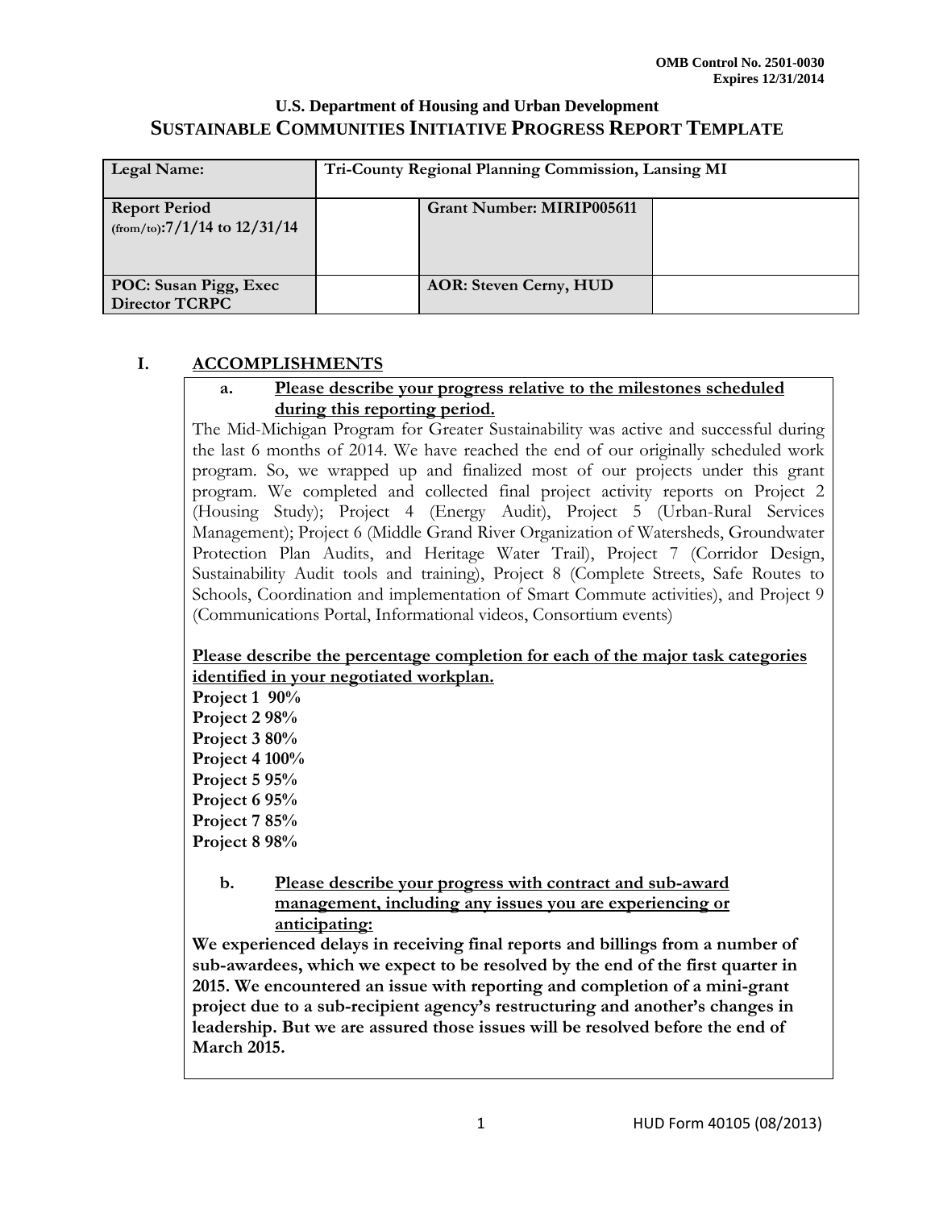OMB Control No. 2501-0030
Expires 12/31/2014

## U.S. Department of Housing and Urban Development
# SUSTAINABLE COMMUNITIES INITIATIVE PROGRESS REPORT TEMPLATE

| Legal Name: | Tri-County Regional Planning Commission, Lansing MI | | |
|---|---|---|---|
| Report Period (from/to):7/1/14 to 12/31/14 | | Grant Number: MIRIP005611 | |
| POC: Susan Pigg, Exec Director TCRPC | | AOR: Steven Cerny, HUD | |

## I. ACCOMPLISHMENTS

### a. Please describe your progress relative to the milestones scheduled during this reporting period.

The Mid-Michigan Program for Greater Sustainability was active and successful during the last 6 months of 2014. We have reached the end of our originally scheduled work program. So, we wrapped up and finalized most of our projects under this grant program. We completed and collected final project activity reports on Project 2 (Housing Study); Project 4 (Energy Audit), Project 5 (Urban-Rural Services Management); Project 6 (Middle Grand River Organization of Watersheds, Groundwater Protection Plan Audits, and Heritage Water Trail), Project 7 (Corridor Design, Sustainability Audit tools and training), Project 8 (Complete Streets, Safe Routes to Schools, Coordination and implementation of Smart Commute activities), and Project 9 (Communications Portal, Informational videos, Consortium events)

**Please describe the percentage completion for each of the major task categories identified in your negotiated workplan.**

**Project 1 90%**
**Project 2 98%**
**Project 3 80%**
**Project 4 100%**
**Project 5 95%**
**Project 6 95%**
**Project 7 85%**
**Project 8 98%**

### b. Please describe your progress with contract and sub-award management, including any issues you are experiencing or anticipating:

**We experienced delays in receiving final reports and billings from a number of sub-awardees, which we expect to be resolved by the end of the first quarter in 2015. We encountered an issue with reporting and completion of a mini-grant project due to a sub-recipient agency's restructuring and another's changes in leadership. But we are assured those issues will be resolved before the end of March 2015.**

HUD Form 40105 (08/2013)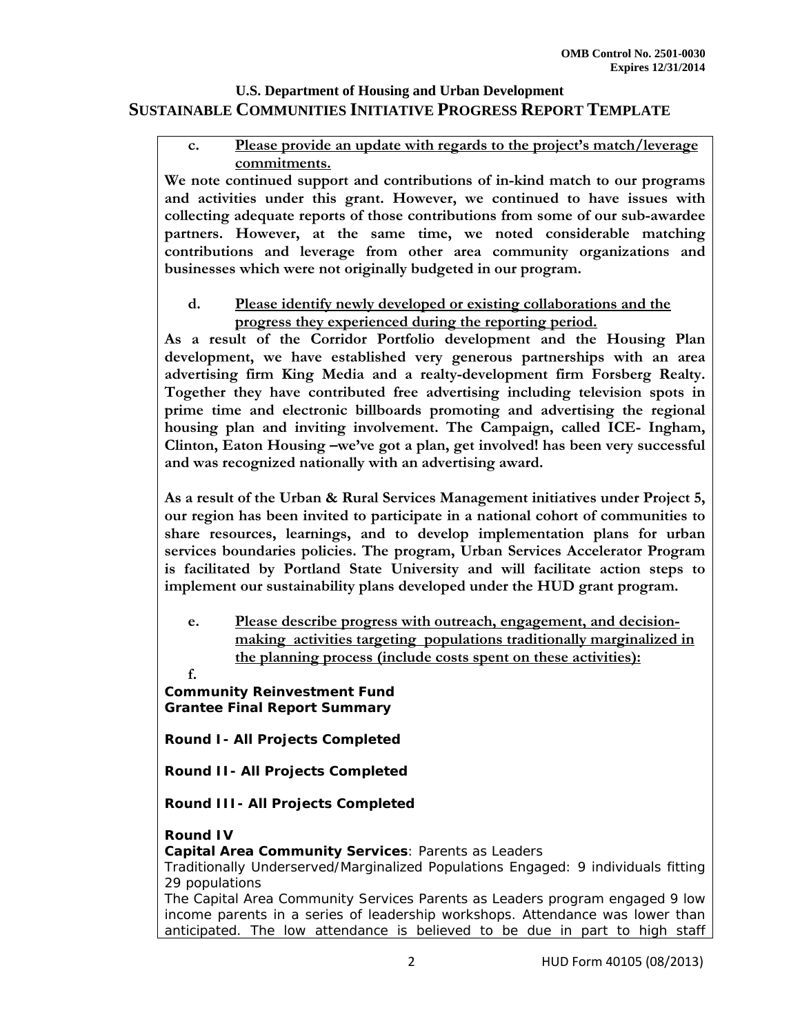**c. Please provide an update with regards to the project's match/leverage commitments.**

**We note continued support and contributions of in-kind match to our programs and activities under this grant. However, we continued to have issues with collecting adequate reports of those contributions from some of our sub-awardee partners. However, at the same time, we noted considerable matching contributions and leverage from other area community organizations and businesses which were not originally budgeted in our program.**

**d. Please identify newly developed or existing collaborations and the progress they experienced during the reporting period.**

**As a result of the Corridor Portfolio development and the Housing Plan development, we have established very generous partnerships with an area advertising firm King Media and a realty-development firm Forsberg Realty. Together they have contributed free advertising including television spots in prime time and electronic billboards promoting and advertising the regional housing plan and inviting involvement. The Campaign, called ICE- Ingham, Clinton, Eaton Housing –we've got a plan, get involved! has been very successful and was recognized nationally with an advertising award.**

**As a result of the Urban & Rural Services Management initiatives under Project 5, our region has been invited to participate in a national cohort of communities to share resources, learnings, and to develop implementation plans for urban services boundaries policies. The program, Urban Services Accelerator Program is facilitated by Portland State University and will facilitate action steps to implement our sustainability plans developed under the HUD grant program.**

**e. Please describe progress with outreach, engagement, and decision-making activities targeting populations traditionally marginalized in the planning process (include costs spent on these activities):**

**f.**

**Community Reinvestment Fund**
**Grantee Final Report Summary**

**Round I- All Projects Completed**

**Round II- All Projects Completed**

**Round III- All Projects Completed**

**Round IV**

**Capital Area Community Services**: Parents as Leaders

Traditionally Underserved/Marginalized Populations Engaged: 9 individuals fitting 29 populations

The Capital Area Community Services Parents as Leaders program engaged 9 low income parents in a series of leadership workshops. Attendance was lower than anticipated. The low attendance is believed to be due in part to high staff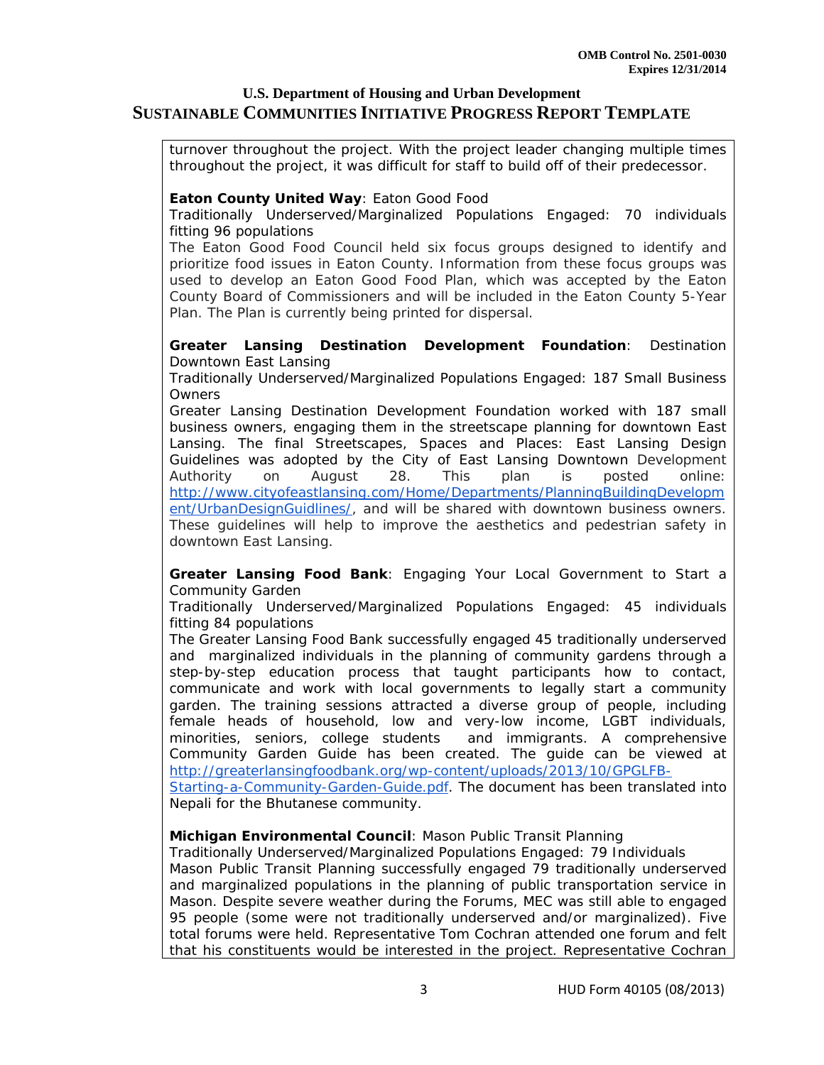turnover throughout the project. With the project leader changing multiple times throughout the project, it was difficult for staff to build off of their predecessor.

**Eaton County United Way**: Eaton Good Food
Traditionally Underserved/Marginalized Populations Engaged: 70 individuals fitting 96 populations
The Eaton Good Food Council held six focus groups designed to identify and prioritize food issues in Eaton County. Information from these focus groups was used to develop an Eaton Good Plan, which was accepted by the Eaton County Board of Commissioners and will be included in the Eaton County 5-Year Plan. The Plan is currently being printed for dispersal.

**Greater Lansing Destination Development Foundation**: Destination Downtown East Lansing
Traditionally Underserved/Marginalized Populations Engaged: 187 Small Business Owners
Greater Lansing Destination Development Foundation worked with 187 small business owners, engaging them in the streetscape planning for downtown East Lansing. The final Streetscapes, Spaces and Places: East Lansing Design Guidelines was adopted by the City of East Lansing Downtown Development Authority on August 28. This plan is posted online: [http://www.cityofeastlansing.com/Home/Departments/PlanningBuildingDevelopment/UrbanDesignGuidlines/](http://www.cityofeastlansing.com/Home/Departments/PlanningBuildingDevelopment/UrbanDesignGuidlines/), and will be shared with downtown business owners. These guidelines will help to improve the aesthetics and pedestrian safety in downtown East Lansing.

**Greater Lansing Food Bank**: Engaging Your Local Government to Start a Community Garden
Traditionally Underserved/Marginalized Populations Engaged: 45 individuals fitting 84 populations
The Greater Lansing Food Bank successfully engaged 45 traditionally underserved and marginalized individuals in the planning of community gardens through a step-by-step education process that taught participants how to contact, communicate and work with local governments to legally start a community garden. The training sessions attracted a diverse group of people, including female heads of household, low and very-low income, LGBT individuals, minorities, seniors, college students and immigrants. A comprehensive Community Garden Guide has been created. The guide can be viewed at [http://greaterlansingfoodbank.org/wp-content/uploads/2013/10/GPGLFB-Starting-a-Community-Garden-Guide.pdf](http://greaterlansingfoodbank.org/wp-content/uploads/2013/10/GPGLFB-Starting-a-Community-Garden-Guide.pdf). The document has been translated into Nepali for the Bhutanese community.

**Michigan Environmental Council**: Mason Public Transit Planning
Traditionally Underserved/Marginalized Populations Engaged: 79 Individuals
Mason Public Transit Planning successfully engaged 79 traditionally underserved and marginalized populations in the planning of public transportation service in Mason. Despite severe weather during the Forums, MEC was still able to engaged 95 people (some were not traditionally underserved and/or marginalized). Five total forums were held. Representative Tom Cochran attended one forum and felt that his constituents would be interested in the project. Representative Cochran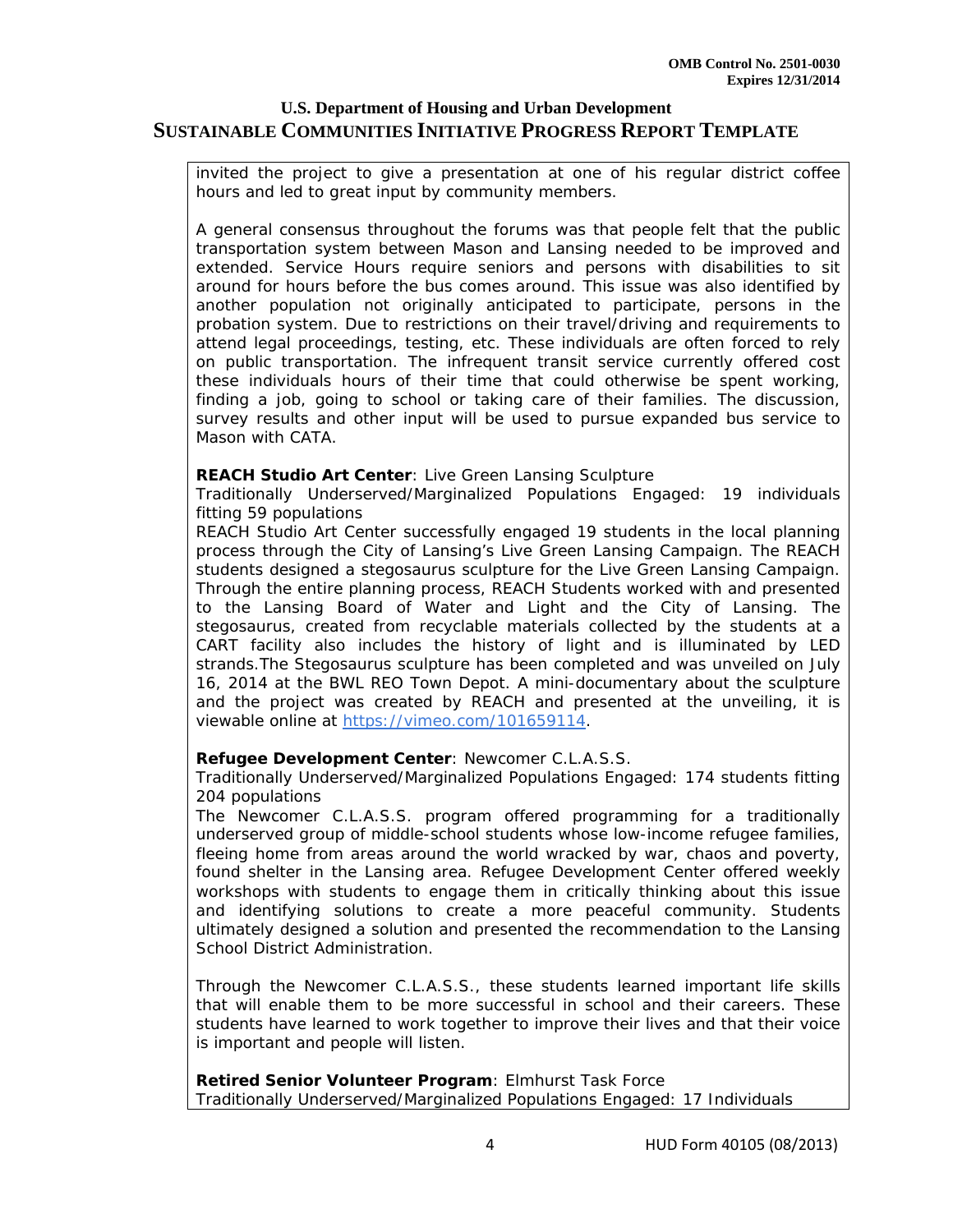invited the project to give a presentation at one of his regular district coffee hours and led to great input by community members.

A general consensus throughout the forums was that people felt that the public transportation system between Mason and Lansing needed to be improved and extended. Service Hours require seniors and persons with disabilities to sit around for hours before the bus comes around. This issue was also identified by another population not originally anticipated to participate, persons in the probation system. Due to restrictions on their travel/driving and requirements to attend legal proceedings, testing, etc. These individuals are often forced to rely on public transportation. The infrequent transit service currently offered cost these individuals hours of their time that could otherwise be spent working, finding a job, going to school or taking care of their families. The discussion, survey results and other input will be used to pursue expanded bus service to Mason with CATA.

**REACH Studio Art Center**: Live Green Lansing Sculpture
Traditionally Underserved/Marginalized Populations Engaged: 19 individuals fitting 59 populations
REACH Studio Art Center successfully engaged 19 students in the local planning process through the City of Lansing's Live Green Lansing Campaign. The REACH students designed a stegosaurus sculpture for the Live Green Lansing Campaign. Through the entire planning process, REACH Students worked with and presented to the Lansing Board of Water and Light and the City of Lansing. The stegosaurus, created from recyclable materials collected by the students at a CART facility also includes the history of light and is illuminated by LED strands.The Stegosaurus sculpture has been completed and was unveiled on July 16, 2014 at the BWL REO Town Depot. A mini-documentary about the sculpture and the project was created by REACH and presented at the unveiling, it is viewable online at https://vimeo.com/101659114.

**Refugee Development Center**: Newcomer C.L.A.S.S.
Traditionally Underserved/Marginalized Populations Engaged: 174 students fitting 204 populations
The Newcomer C.L.A.S.S. program offered programming for a traditionally underserved group of middle-school students whose low-income refugee families, fleeing home from areas around the world wracked by war, chaos and poverty, found shelter in the Lansing area. Refugee Development Center offered weekly workshops with students to engage them in critically thinking about this issue and identifying solutions to create a more peaceful community. Students ultimately designed a solution and presented the recommendation to the Lansing School District Administration.

Through the Newcomer C.L.A.S.S., these students learned important life skills that will enable them to be more successful in school and their careers. These students have learned to work together to improve their lives and that their voice is important and people will listen.

**Retired Senior Volunteer Program**: Elmhurst Task Force
Traditionally Underserved/Marginalized Populations Engaged: 17 Individuals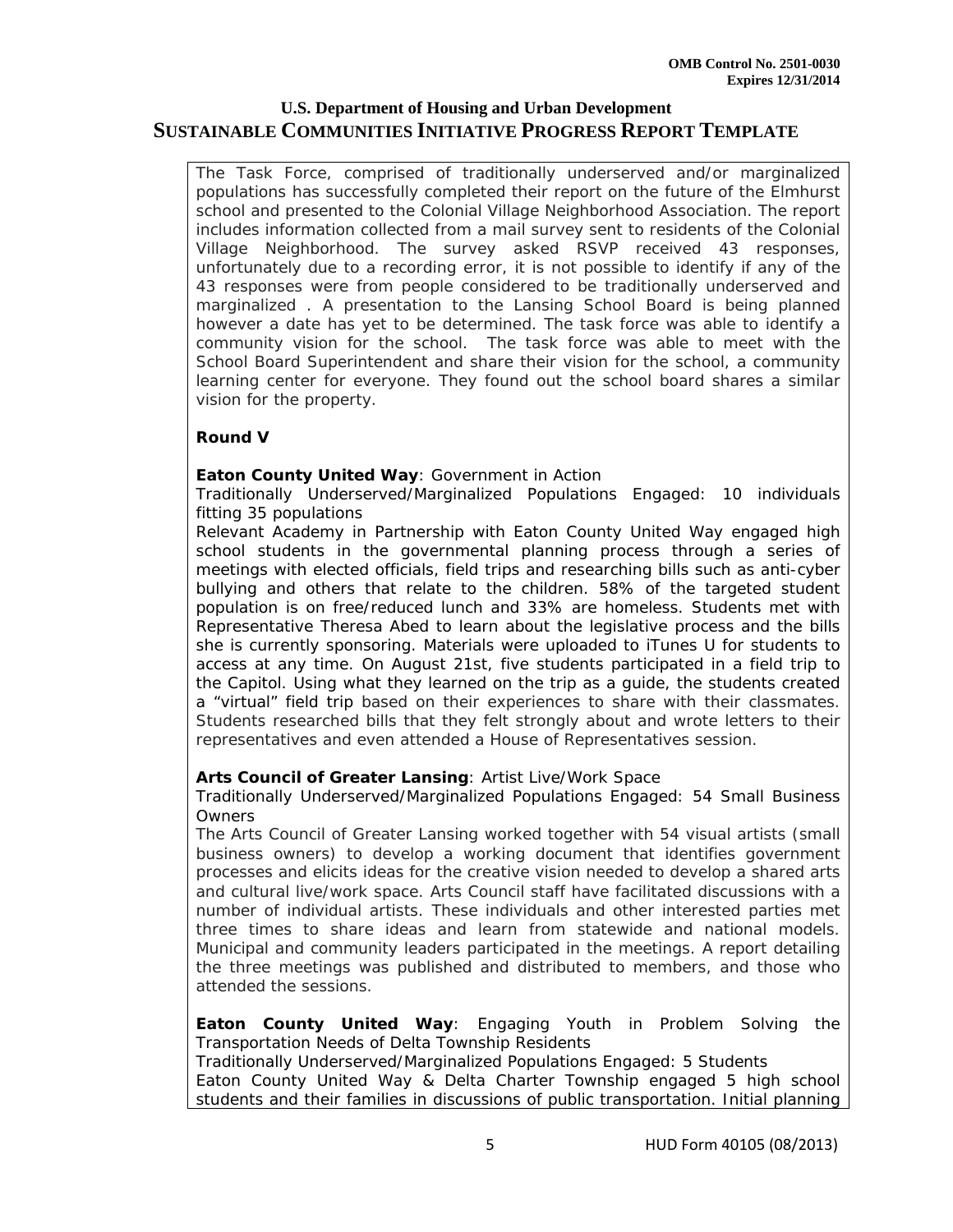The Task Force, comprised of traditionally underserved and/or marginalized populations has successfully completed their report on the future of the Elmhurst school and presented to the Colonial Village Neighborhood Association. The report includes information collected from a mail survey sent to residents of the Colonial Village Neighborhood. The survey asked RSVP received 43 responses, unfortunately due to a recording error, it is not possible to identify if any of the 43 responses were from people considered to be traditionally underserved and marginalized . A presentation to the Lansing School Board is being planned however a date has yet to be determined. The task force was able to identify a community vision for the school. The task force was able to meet with the School Board Superintendent and share their vision for the school, a community learning center for everyone. They found out the school board shares a similar vision for the property.

**Round V**

**Eaton County United Way**: Government in Action
Traditionally Underserved/Marginalized Populations Engaged: 10 individuals fitting 35 populations
Relevant Academy in Partnership with Eaton County United Way engaged high school students in the governmental planning process through a series of meetings with elected officials, field trips and researching bills such as anti-cyber bullying and others that relate to the children. 58% of the targeted student population is on free/reduced lunch and 33% are homeless. Students met with Representative Theresa Abed to learn about the legislative process and the bills she is currently sponsoring. Materials were uploaded to iTunes U for students to access at any time. On August 21st, five students participated in a field trip to the Capitol. Using what they learned on the trip as a guide, the students created a "virtual" field trip based on their experiences to share with their classmates. Students researched bills that they felt strongly about and wrote letters to their representatives and even attended a House of Representatives session.

**Arts Council of Greater Lansing**: Artist Live/Work Space
Traditionally Underserved/Marginalized Populations Engaged: 54 Small Business Owners
The Arts Council of Greater Lansing worked together with 54 visual artists (small business owners) to develop a working document that identifies government processes and elicits ideas for the creative vision needed to develop a shared arts and cultural live/work space. Arts Council staff have facilitated discussions with a number of individual artists. These individuals and other interested parties met three times to share ideas and learn from statewide and national models. Municipal and community leaders participated in the meetings. A report detailing the three meetings was published and distributed to members, and those who attended the sessions.

**Eaton County United Way**: Engaging Youth in Problem Solving the Transportation Needs of Delta Township Residents
Traditionally Underserved/Marginalized Populations Engaged: 5 Students
Eaton County United Way & Delta Charter Township engaged 5 high school students and their families in discussions of public transportation. Initial planning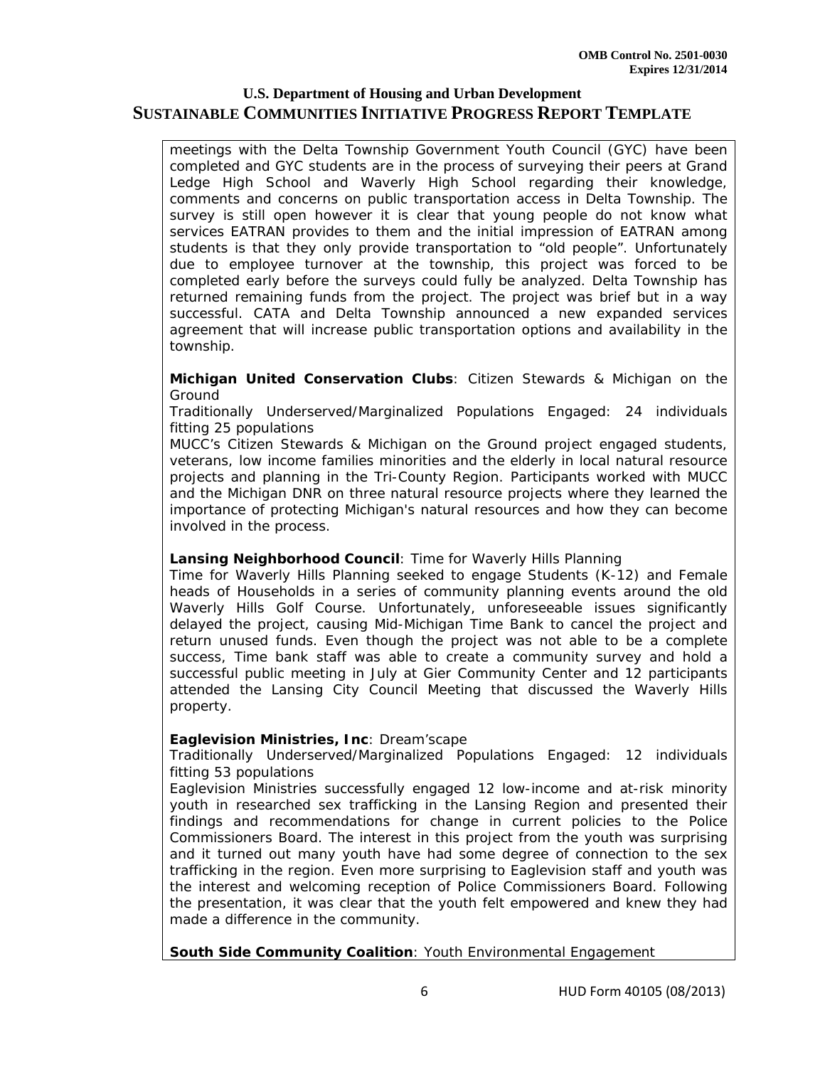meetings with the Delta Township Government Youth Council (GYC) have been completed and GYC students are in the process of surveying their peers at Grand Ledge High School and Waverly High School regarding their knowledge, comments and concerns on public transportation access in Delta Township. The survey is still open however it is clear that young people do not know what services EATRAN provides to them and the initial impression of EATRAN among students is that they only provide transportation to "old people". Unfortunately due to employee turnover at the township, this project was forced to be completed early before the surveys could fully be analyzed. Delta Township has returned remaining funds from the project. The project was brief but in a way successful. CATA and Delta Township announced a new expanded services agreement that will increase public transportation options and availability in the township.

**Michigan United Conservation Clubs**: Citizen Stewards & Michigan on the Ground
Traditionally Underserved/Marginalized Populations Engaged: 24 individuals fitting 25 populations
MUCC's Citizen Stewards & Michigan on the Ground project engaged students, veterans, low income families minorities and the elderly in local natural resource projects and planning in the Tri-County Region. Participants worked with MUCC and the Michigan DNR on three natural resource projects where they learned the importance of protecting Michigan's natural resources and how they can become involved in the process.

**Lansing Neighborhood Council**: Time for Waverly Hills Planning
Time for Waverly Hills Planning seeked to engage Students (K-12) and Female heads of Households in a series of community planning events around the old Waverly Hills Golf Course. Unfortunately, unforeseeable issues significantly delayed the project, causing Mid-Michigan Time Bank to cancel the project and return unused funds. Even though the project was not able to be a complete success, Time bank staff was able to create a community survey and hold a successful public meeting in July at Gier Community Center and 12 participants attended the Lansing City Council Meeting that discussed the Waverly Hills property.

**Eaglevision Ministries, Inc**: Dream'scape
Traditionally Underserved/Marginalized Populations Engaged: 12 individuals fitting 53 populations
Eaglevision Ministries successfully engaged 12 low-income and at-risk minority youth in researched sex trafficking in the Lansing Region and presented their findings and recommendations for change in current policies to the Police Commissioners Board. The interest in this project from the youth was surprising and it turned out many youth have had some degree of connection to the sex trafficking in the region. Even more surprising to Eaglevision staff and youth was the interest and welcoming reception of Police Commissioners Board. Following the presentation, it was clear that the youth felt empowered and knew they had made a difference in the community.

**South Side Community Coalition**: Youth Environmental Engagement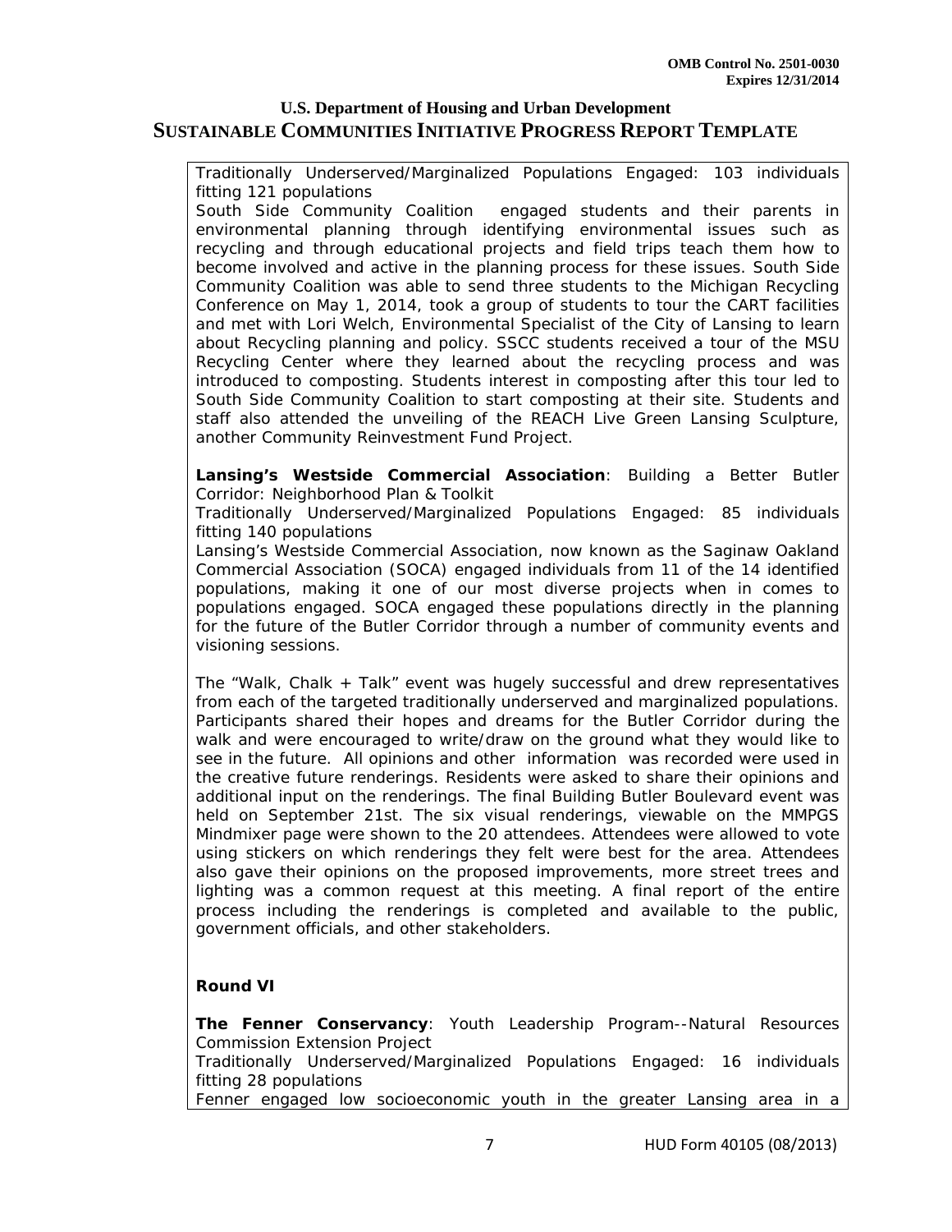Traditionally Underserved/Marginalized Populations Engaged: 103 individuals fitting 121 populations

South Side Community Coalition engaged students and their parents in environmental planning through identifying environmental issues such as recycling and through educational projects and field trips teach them how to become involved and active in the planning process for these issues. South Side Community Coalition was able to send three students to the Michigan Recycling Conference on May 1, 2014, took a group of students to tour the CART facilities and met with Lori Welch, Environmental Specialist of the City of Lansing to learn about Recycling planning and policy. SSCC students received a tour of the MSU Recycling Center where they learned about the recycling process and was introduced to composting. Students interest in composting after this tour led to South Side Community Coalition to start composting at their site. Students and staff also attended the unveiling of the REACH Live Green Lansing Sculpture, another Community Reinvestment Fund Project.

**Lansing's Westside Commercial Association**: Building a Better Butler Corridor: Neighborhood Plan & Toolkit

Traditionally Underserved/Marginalized Populations Engaged: 85 individuals fitting 140 populations

Lansing's Westside Commercial Association, now known as the Saginaw Oakland Commercial Association (SOCA) engaged individuals from 11 of the 14 identified populations, making it one of our most diverse projects when in comes to populations engaged. SOCA engaged these populations directly in the planning for the future of the Butler Corridor through a number of community events and visioning sessions.

The "Walk, Chalk + Talk" event was hugely successful and drew representatives from each of the targeted traditionally underserved and marginalized populations. Participants shared their hopes and dreams for the Butler Corridor during the walk and were encouraged to write/draw on the ground what they would like to see in the future. All opinions and other information was recorded were used in the creative future renderings. Residents were asked to share their opinions and additional input on the renderings. The final Building Butler Boulevard event was held on September 21st. The six visual renderings, viewable on the MMPGS Mindmixer page were shown to the 20 attendees. Attendees were allowed to vote using stickers on which renderings they felt were best for the area. Attendees also gave their opinions on the proposed improvements, more street trees and lighting was a common request at this meeting. A final report of the entire process including the renderings is completed and available to the public, government officials, and other stakeholders.

**Round VI**

**The Fenner Conservancy**: Youth Leadership Program--Natural Resources Commission Extension Project

Traditionally Underserved/Marginalized Populations Engaged: 16 individuals fitting 28 populations

Fenner engaged low socioeconomic youth in the greater Lansing area in a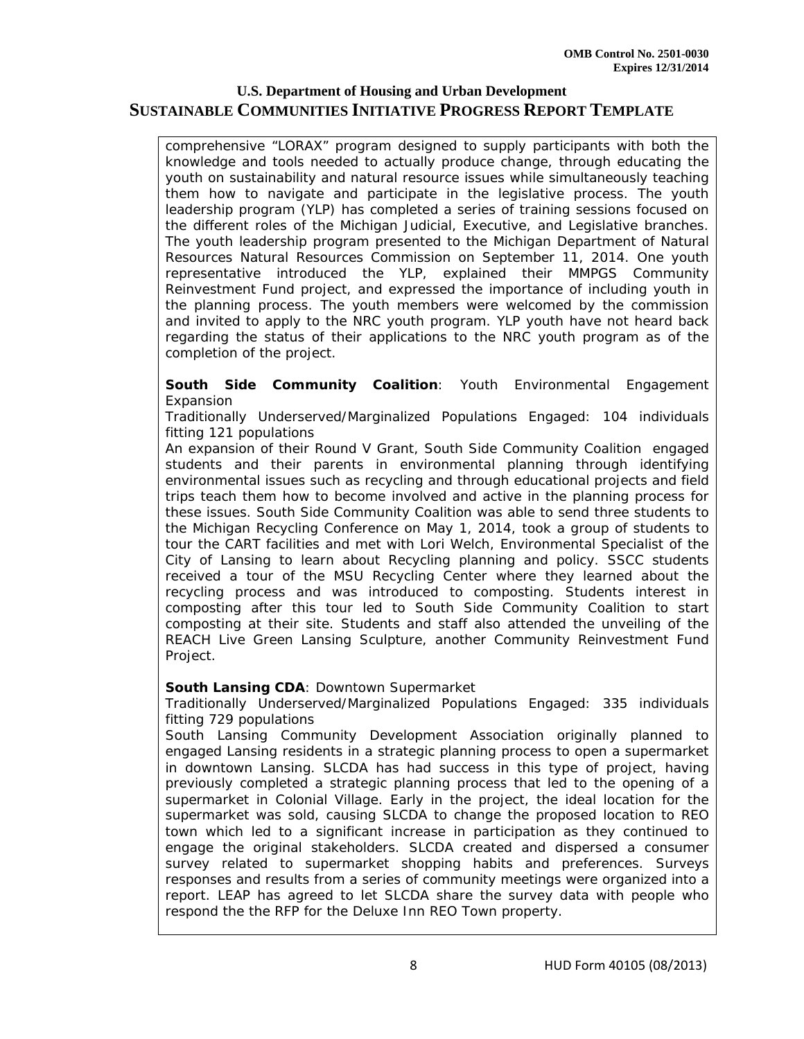comprehensive "LORAX" program designed to supply participants with both the knowledge and tools needed to actually produce change, through educating the youth on sustainability and natural resource issues while simultaneously teaching them how to navigate and participate in the legislative process. The youth leadership program (YLP) has completed a series of training sessions focused on the different roles of the Michigan Judicial, Executive, and Legislative branches. The youth leadership program presented to the Michigan Department of Natural Resources Natural Resources Commission on September 11, 2014. One youth representative introduced the YLP, explained their MMPGS Community Reinvestment Fund project, and expressed the importance of including youth in the planning process. The youth members were welcomed by the commission and invited to apply to the NRC youth program. YLP youth have not heard back regarding the status of their applications to the NRC youth program as of the completion of the project.

**South Side Community Coalition**: Youth Environmental Engagement Expansion
Traditionally Underserved/Marginalized Populations Engaged: 104 individuals fitting 121 populations
An expansion of their Round V Grant, South Side Community Coalition engaged students and their parents in environmental planning through identifying environmental issues such as recycling and through educational projects and field trips teach them how to become involved and active in the planning process for these issues. South Side Community Coalition was able to send three students to the Michigan Recycling Conference on May 1, 2014, took a group of students to tour the CART facilities and met with Lori Welch, Environmental Specialist of the City of Lansing to learn about Recycling planning and policy. SSCC students received a tour of the MSU Recycling Center where they learned about the recycling process and was introduced to composting. Students interest in composting after this tour led to South Side Community Coalition to start composting at their site. Students and staff also attended the unveiling of the REACH Live Green Lansing Sculpture, another Community Reinvestment Fund Project.

**South Lansing CDA**: Downtown Supermarket
Traditionally Underserved/Marginalized Populations Engaged: 335 individuals fitting 729 populations
South Lansing Community Development Association originally planned to engaged Lansing residents in a strategic planning process to open a supermarket in downtown Lansing. SLCDA has had success in this type of project, having previously completed a strategic planning process that led to the opening of a supermarket in Colonial Village. Early in the project, the ideal location for the supermarket was sold, causing SLCDA to change the proposed location to REO town which led to a significant increase in participation as they continued to engage the original stakeholders. SLCDA created and dispersed a consumer survey related to supermarket shopping habits and preferences. Surveys responses and results from a series of community meetings were organized into a report. LEAP has agreed to let SLCDA share the survey data with people who respond the the RFP for the Deluxe Inn REO Town property.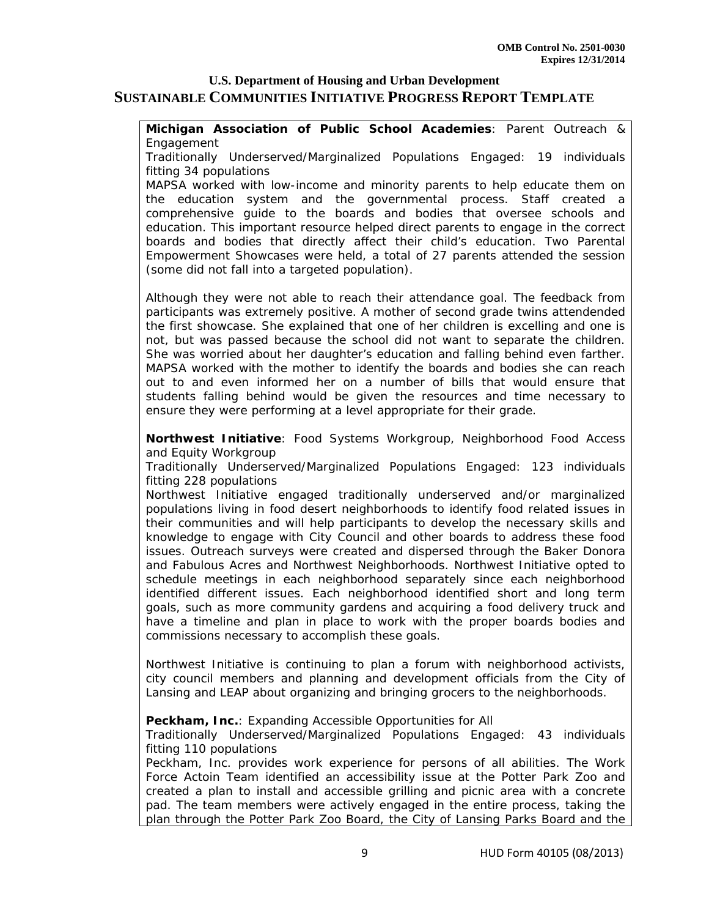**Michigan Association of Public School Academies**: Parent Outreach & Engagement

Traditionally Underserved/Marginalized Populations Engaged: 19 individuals fitting 34 populations

MAPSA worked with low-income and minority parents to help educate them on the education system and the governmental process. Staff created a comprehensive guide to the boards and bodies that oversee schools and education. This important resource helped direct parents to engage in the correct boards and bodies that directly affect their child's education. Two Parental Empowerment Showcases were held, a total of 27 parents attended the session (some did not fall into a targeted population).

Although they were not able to reach their attendance goal. The feedback from participants was extremely positive. A mother of second grade twins attendended the first showcase. She explained that one of her children is excelling and one is not, but was passed because the school did not want to separate the children. She was worried about her daughter's education and falling behind even farther. MAPSA worked with the mother to identify the boards and bodies she can reach out to and even informed her on a number of bills that would ensure that students falling behind would be given the resources and time necessary to ensure they were performing at a level appropriate for their grade.

**Northwest Initiative**: Food Systems Workgroup, Neighborhood Food Access and Equity Workgroup

Traditionally Underserved/Marginalized Populations Engaged: 123 individuals fitting 228 populations

Northwest Initiative engaged traditionally underserved and/or marginalized populations living in food desert neighborhoods to identify food related issues in their communities and will help participants to develop the necessary skills and knowledge to engage with City Council and other boards to address these food issues. Outreach surveys were created and dispersed through the Baker Donora and Fabulous Acres and Northwest Neighborhoods. Northwest Initiative opted to schedule meetings in each neighborhood separately since each neighborhood identified different issues. Each neighborhood identified short and long term goals, such as more community gardens and acquiring a food delivery truck and have a timeline and plan in place to work with the proper boards bodies and commissions necessary to accomplish these goals.

Northwest Initiative is continuing to plan a forum with neighborhood activists, city council members and planning and development officials from the City of Lansing and LEAP about organizing and bringing grocers to the neighborhoods.

**Peckham, Inc.**: Expanding Accessible Opportunities for All

Traditionally Underserved/Marginalized Populations Engaged: 43 individuals fitting 110 populations

Peckham, Inc. provides work experience for persons of all abilities. The Work Force Actoin Team identified an accessibility issue at the Potter Park Zoo and created a plan to install and accessible grilling and picnic area with a concrete pad. The team members were actively engaged in the entire process, taking the plan through the Potter Park Zoo Board, the City of Lansing Parks Board and the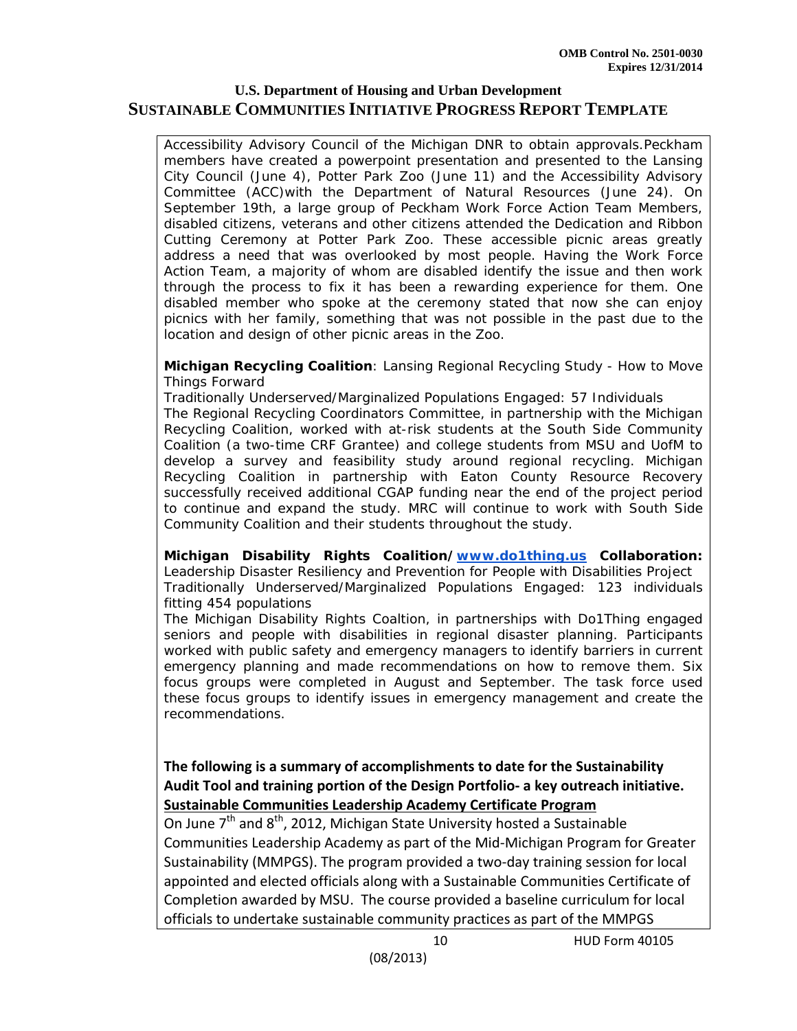Accessibility Advisory Council of the Michigan DNR to obtain approvals.Peckham members have created a powerpoint presentation and presented to the Lansing City Council (June 4), Potter Park Zoo (June 11) and the Accessibility Advisory Committee (ACC)with the Department of Natural Resources (June 24). On September 19th, a large group of Peckham Work Force Action Team Members, disabled citizens, veterans and other citizens attended the Dedication and Ribbon Cutting Ceremony at Potter Park Zoo. These accessible picnic areas greatly address a need that was overlooked by most people. Having the Work Force Action Team, a majority of whom are disabled identify the issue and then work through the process to fix it has been a rewarding experience for them. One disabled member who spoke at the ceremony stated that now she can enjoy picnics with her family, something that was not possible in the past due to the location and design of other picnic areas in the Zoo.

**Michigan Recycling Coalition**: Lansing Regional Recycling Study - How to Move Things Forward
Traditionally Underserved/Marginalized Populations Engaged: 57 Individuals
The Regional Recycling Coordinators Committee, in partnership with the Michigan Recycling Coalition, worked with at-risk students at the South Side Community Coalition (a two-time CRF Grantee) and college students from MSU and UofM to develop a survey and feasibility study around regional recycling. Michigan Recycling Coalition in partnership with Eaton County Resource Recovery successfully received additional CGAP funding near the end of the project period to continue and expand the study. MRC will continue to work with South Side Community Coalition and their students throughout the study.

**Michigan Disability Rights Coalition/ [www.do1thing.us](http://www.do1thing.us) Collaboration:** Leadership Disaster Resiliency and Prevention for People with Disabilities Project
Traditionally Underserved/Marginalized Populations Engaged: 123 individuals fitting 454 populations
The Michigan Disability Rights Coaltion, in partnerships with Do1Thing engaged seniors and people with disabilities in regional disaster planning. Participants worked with public safety and emergency managers to identify barriers in current emergency planning and made recommendations on how to remove them. Six focus groups were completed in August and September. The task force used these focus groups to identify issues in emergency management and create the recommendations.

**The following is a summary of accomplishments to date for the Sustainability Audit Tool and training portion of the Design Portfolio- a key outreach initiative.**

**<u>Sustainable Communities Leadership Academy Certificate Program</u>**

On June 7th and 8th, 2012, Michigan State University hosted a Sustainable Communities Leadership Academy as part of the Mid-Michigan Program for Greater Sustainability (MMPGS). The program provided a two-day training session for local appointed and elected officials along with a Sustainable Communities Certificate of Completion awarded by MSU. The course provided a baseline curriculum for local officials to undertake sustainable community practices as part of the MMPGS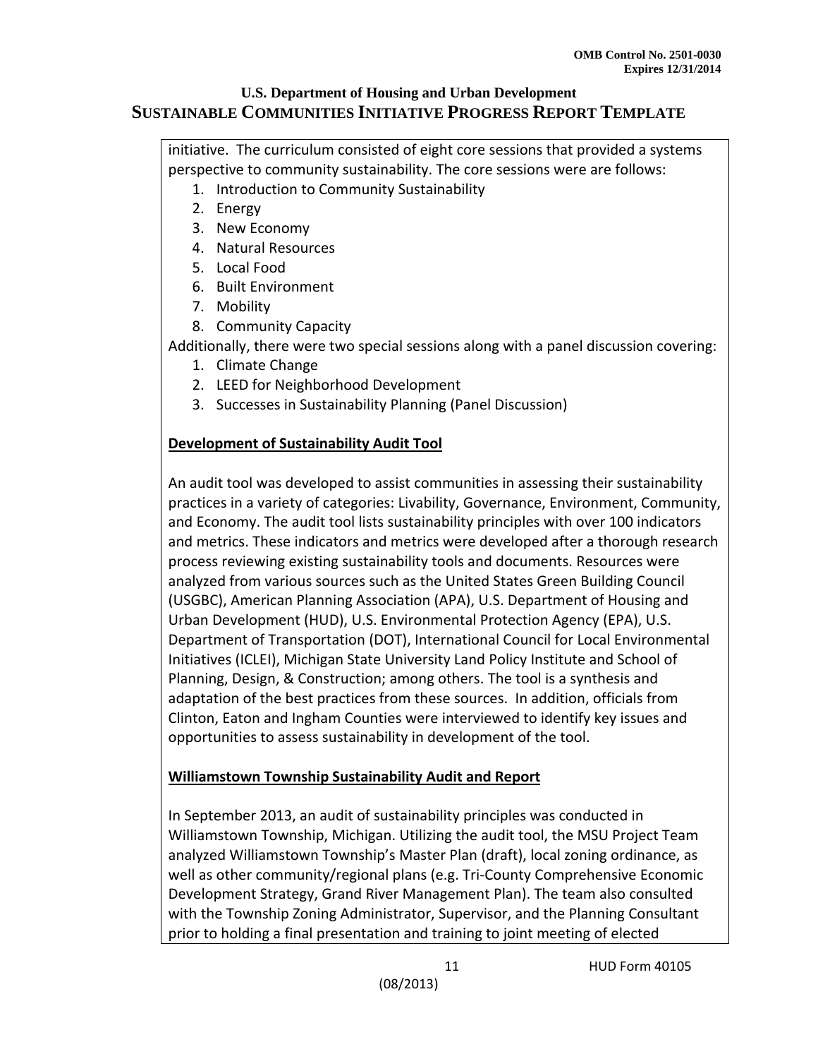initiative. The curriculum consisted of eight core sessions that provided a systems perspective to community sustainability. The core sessions were are follows:

1. Introduction to Community Sustainability
2. Energy
3. New Economy
4. Natural Resources
5. Local Food
6. Built Environment
7. Mobility
8. Community Capacity

Additionally, there were two special sessions along with a panel discussion covering:

1. Climate Change
2. LEED for Neighborhood Development
3. Successes in Sustainability Planning (Panel Discussion)

**Development of Sustainability Audit Tool**

An audit tool was developed to assist communities in assessing their sustainability practices in a variety of categories: Livability, Governance, Environment, Community, and Economy. The audit tool lists sustainability principles with over 100 indicators and metrics. These indicators and metrics were developed after a thorough research process reviewing existing sustainability tools and documents. Resources were analyzed from various sources such as the United States Green Building Council (USGBC), American Planning Association (APA), U.S. Department of Housing and Urban Development (HUD), U.S. Environmental Protection Agency (EPA), U.S. Department of Transportation (DOT), International Council for Local Environmental Initiatives (ICLEI), Michigan State University Land Policy Institute and School of Planning, Design, & Construction; among others. The tool is a synthesis and adaptation of the best practices from these sources. In addition, officials from Clinton, Eaton and Ingham Counties were interviewed to identify key issues and opportunities to assess sustainability in development of the tool.

**Williamstown Township Sustainability Audit and Report**

In September 2013, an audit of sustainability principles was conducted in Williamstown Township, Michigan. Utilizing the audit tool, the MSU Project Team analyzed Williamstown Township's Master Plan (draft), local zoning ordinance, as well as other community/regional plans (e.g. Tri-County Comprehensive Economic Development Strategy, Grand River Management Plan). The team also consulted with the Township Zoning Administrator, Supervisor, and the Planning Consultant prior to holding a final presentation and training to joint meeting of elected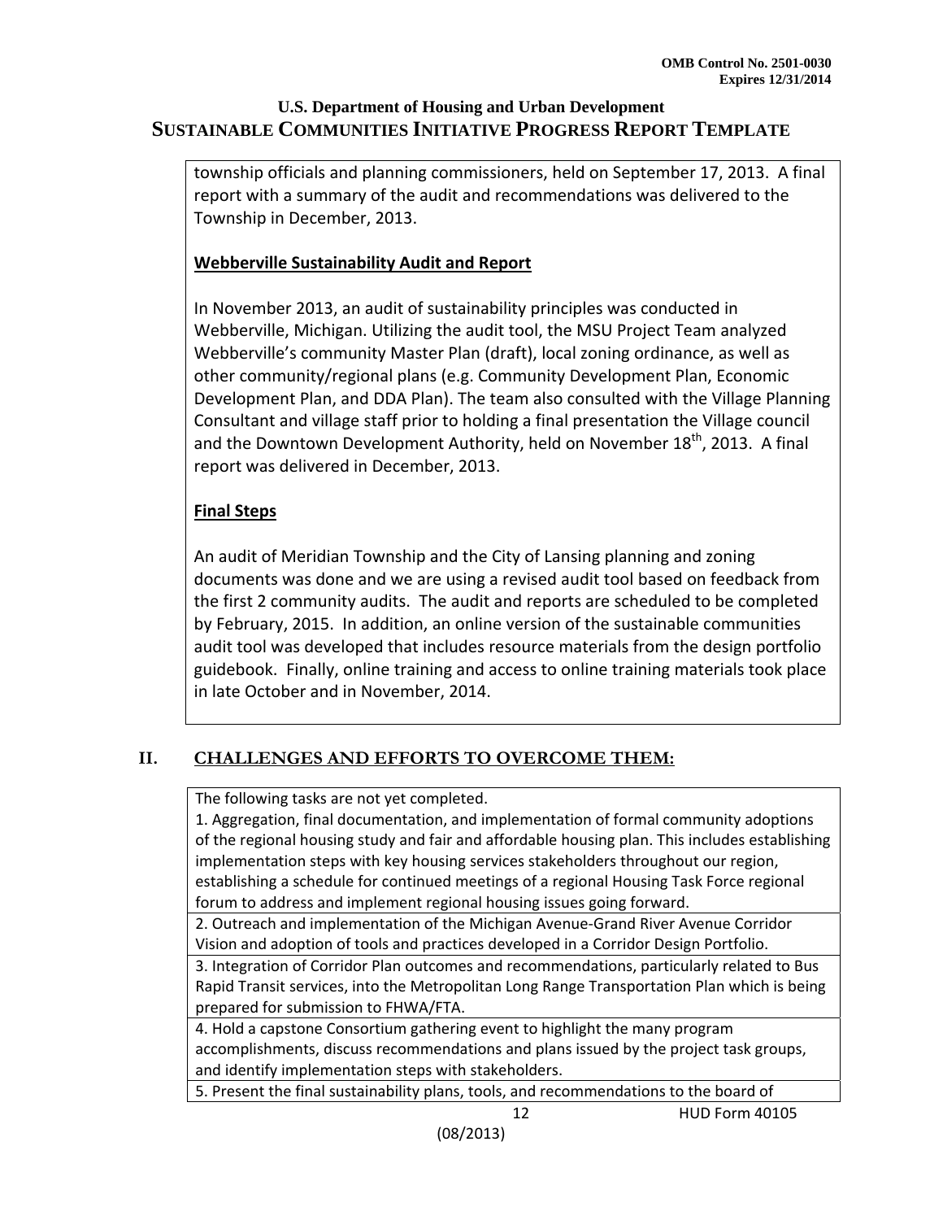township officials and planning commissioners, held on September 17, 2013. A final report with a summary of the audit and recommendations was delivered to the Township in December, 2013.

**Webberville Sustainability Audit and Report**

In November 2013, an audit of sustainability principles was conducted in Webberville, Michigan. Utilizing the audit tool, the MSU Project Team analyzed Webberville's community Master Plan (draft), local zoning ordinance, as well as other community/regional plans (e.g. Community Development Plan, Economic Development Plan, and DDA Plan). The team also consulted with the Village Planning Consultant and village staff prior to holding a final presentation the Village council and the Downtown Development Authority, held on November 18th, 2013. A final report was delivered in December, 2013.

**Final Steps**

An audit of Meridian Township and the City of Lansing planning and zoning documents was done and we are using a revised audit tool based on feedback from the first 2 community audits. The audit and reports are scheduled to be completed by February, 2015. In addition, an online version of the sustainable communities audit tool was developed that includes resource materials from the design portfolio guidebook. Finally, online training and access to online training materials took place in late October and in November, 2014.

## II. CHALLENGES AND EFFORTS TO OVERCOME THEM:

The following tasks are not yet completed.

1. Aggregation, final documentation, and implementation of formal community adoptions of the regional housing study and fair and affordable housing plan. This includes establishing implementation steps with key housing services stakeholders throughout our region, establishing a schedule for continued meetings of a regional Housing Task Force regional forum to address and implement regional housing issues going forward.
2. Outreach and implementation of the Michigan Avenue-Grand River Avenue Corridor Vision and adoption of tools and practices developed in a Corridor Design Portfolio.
3. Integration of Corridor Plan outcomes and recommendations, particularly related to Bus Rapid Transit services, into the Metropolitan Long Range Transportation Plan which is being prepared for submission to FHWA/FTA.
4. Hold a capstone Consortium gathering event to highlight the many program accomplishments, discuss recommendations and plans issued by the project task groups, and identify implementation steps with stakeholders.
5. Present the final sustainability plans, tools, and recommendations to the board of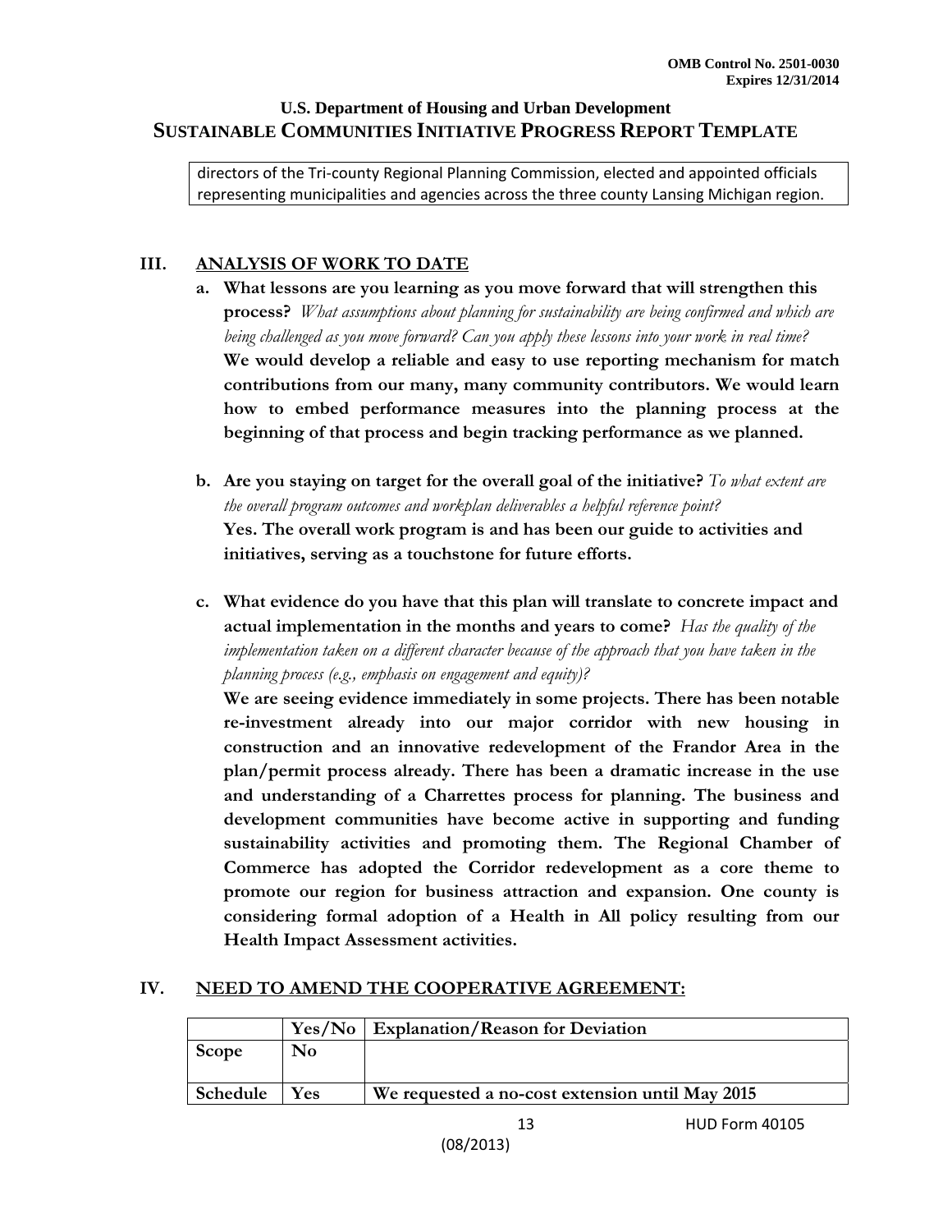directors of the Tri-county Regional Planning Commission, elected and appointed officials representing municipalities and agencies across the three county Lansing Michigan region.

## III. ANALYSIS OF WORK TO DATE

**a. What lessons are you learning as you move forward that will strengthen this process?** *What assumptions about planning for sustainability are being confirmed and which are being challenged as you move forward? Can you apply these lessons into your work in real time?*

**We would develop a reliable and easy to use reporting mechanism for match contributions from our many, many community contributors. We would learn how to embed performance measures into the planning process at the beginning of that process and begin tracking performance as we planned.**

**b. Are you staying on target for the overall goal of the initiative?** *To what extent are the overall program outcomes and workplan deliverables a helpful reference point?*

**Yes. The overall work program is and has been our guide to activities and initiatives, serving as a touchstone for future efforts.**

**c. What evidence do you have that this plan will translate to concrete impact and actual implementation in the months and years to come?** *Has the quality of the implementation taken on a different character because of the approach that you have taken in the planning process (e.g., emphasis on engagement and equity)?*

**We are seeing evidence immediately in some projects. There has been notable re-investment already into our major corridor with new housing in construction and an innovative redevelopment of the Frandor Area in the plan/permit process already. There has been a dramatic increase in the use and understanding of a Charrettes process for planning. The business and development communities have become active in supporting and funding sustainability activities and promoting them. The Regional Chamber of Commerce has adopted the Corridor redevelopment as a core theme to promote our region for business attraction and expansion. One county is considering formal adoption of a Health in All policy resulting from our Health Impact Assessment activities.**

## IV. NEED TO AMEND THE COOPERATIVE AGREEMENT:

| | Yes/No | Explanation/Reason for Deviation |
|---|---|---|
| Scope | No | |
| Schedule | Yes | We requested a no-cost extension until May 2015 |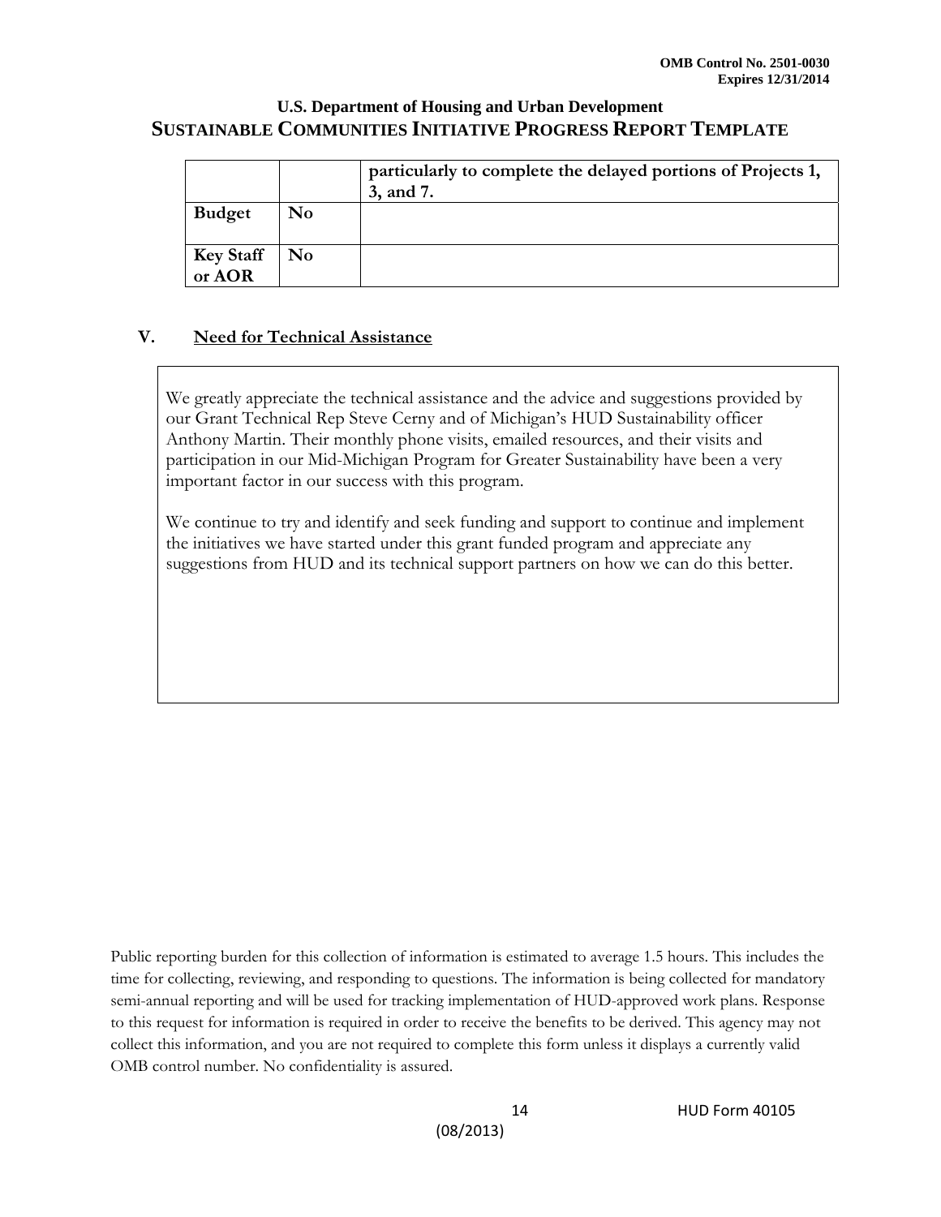**OMB Control No. 2501-0030**
**Expires 12/31/2014**

**U.S. Department of Housing and Urban Development**
**SUSTAINABLE COMMUNITIES INITIATIVE PROGRESS REPORT TEMPLATE**

| | | |
|---|---|---|
| | | **particularly to complete the delayed portions of Projects 1, 3, and 7.** |
| **Budget** | **No** | |
| **Key Staff or AOR** | **No** | |

## V. Need for Technical Assistance

We greatly appreciate the technical assistance and the advice and suggestions provided by our Grant Technical Rep Steve Cerny and of Michigan's HUD Sustainability officer Anthony Martin. Their monthly phone visits, emailed resources, and their visits and participation in our Mid-Michigan Program for Greater Sustainability have been a very important factor in our success with this program.

We continue to try and identify and seek funding and support to continue and implement the initiatives we have started under this grant funded program and appreciate any suggestions from HUD and its technical support partners on how we can do this better.

Public reporting burden for this collection of information is estimated to average 1.5 hours. This includes the time for collecting, reviewing, and responding to questions. The information is being collected for mandatory semi-annual reporting and will be used for tracking implementation of HUD-approved work plans. Response to this request for information is required in order to receive the benefits to be derived. This agency may not collect this information, and you are not required to complete this form unless it displays a currently valid OMB control number. No confidentiality is assured.

HUD Form 40105 (08/2013)